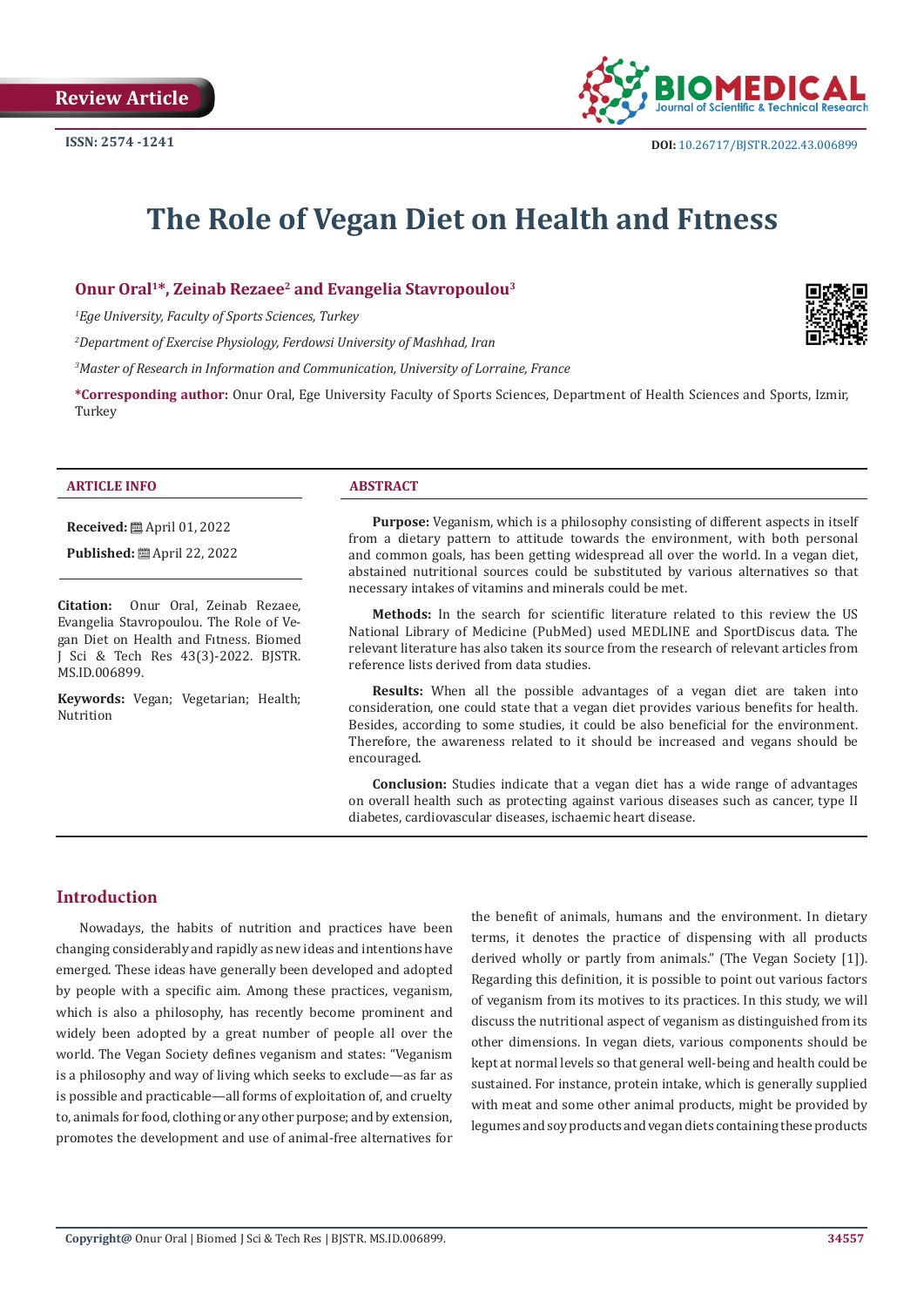Review Article

ISSN: 2574 -1241

DOI: 10.26717/BJSTR.2022.43.006899

# The Role of Vegan Diet on Health and Fıtness

**Onur Oral[1]*, Zeinab Rezaee[2] and Evangelia Stavropoulou[3]**

[1]*Ege University, Faculty of Sports Sciences, Turkey*

[2]*Department of Exercise Physiology, Ferdowsi University of Mashhad, Iran*

[3]*Master of Research in Information and Communication, University of Lorraine, France*

**\*Corresponding author:** Onur Oral, Ege University Faculty of Sports Sciences, Department of Health Sciences and Sports, Izmir, Turkey

**ARTICLE INFO**

**Received:** April 01, 2022

**Published:** April 22, 2022

**Citation:** Onur Oral, Zeinab Rezaee, Evangelia Stavropoulou. The Role of Vegan Diet on Health and Fıtness. Biomed J Sci & Tech Res 43(3)-2022. BJSTR. MS.ID.006899.

**Keywords:** Vegan; Vegetarian; Health; Nutrition

**ABSTRACT**

**Purpose:** Veganism, which is a philosophy consisting of different aspects in itself from a dietary pattern to attitude towards the environment, with both personal and common goals, has been getting widespread all over the world. In a vegan diet, abstained nutritional sources could be substituted by various alternatives so that necessary intakes of vitamins and minerals could be met.

**Methods:** In the search for scientific literature related to this review the US National Library of Medicine (PubMed) used MEDLINE and SportDiscus data. The relevant literature has also taken its source from the research of relevant articles from reference lists derived from data studies.

**Results:** When all the possible advantages of a vegan diet are taken into consideration, one could state that a vegan diet provides various benefits for health. Besides, according to some studies, it could be also beneficial for the environment. Therefore, the awareness related to it should be increased and vegans should be encouraged.

**Conclusion:** Studies indicate that a vegan diet has a wide range of advantages on overall health such as protecting against various diseases such as cancer, type II diabetes, cardiovascular diseases, ischaemic heart disease.

## Introduction

Nowadays, the habits of nutrition and practices have been changing considerably and rapidly as new ideas and intentions have emerged. These ideas have generally been developed and adopted by people with a specific aim. Among these practices, veganism, which is also a philosophy, has recently become prominent and widely been adopted by a great number of people all over the world. The Vegan Society defines veganism and states: "Veganism is a philosophy and way of living which seeks to exclude—as far as is possible and practicable—all forms of exploitation of, and cruelty to, animals for food, clothing or any other purpose; and by extension, promotes the development and use of animal-free alternatives for the benefit of animals, humans and the environment. In dietary terms, it denotes the practice of dispensing with all products derived wholly or partly from animals." (The Vegan Society [1]). Regarding this definition, it is possible to point out various factors of veganism from its motives to its practices. In this study, we will discuss the nutritional aspect of veganism as distinguished from its other dimensions. In vegan diets, various components should be kept at normal levels so that general well-being and health could be sustained. For instance, protein intake, which is generally supplied with meat and some other animal products, might be provided by legumes and soy products and vegan diets containing these products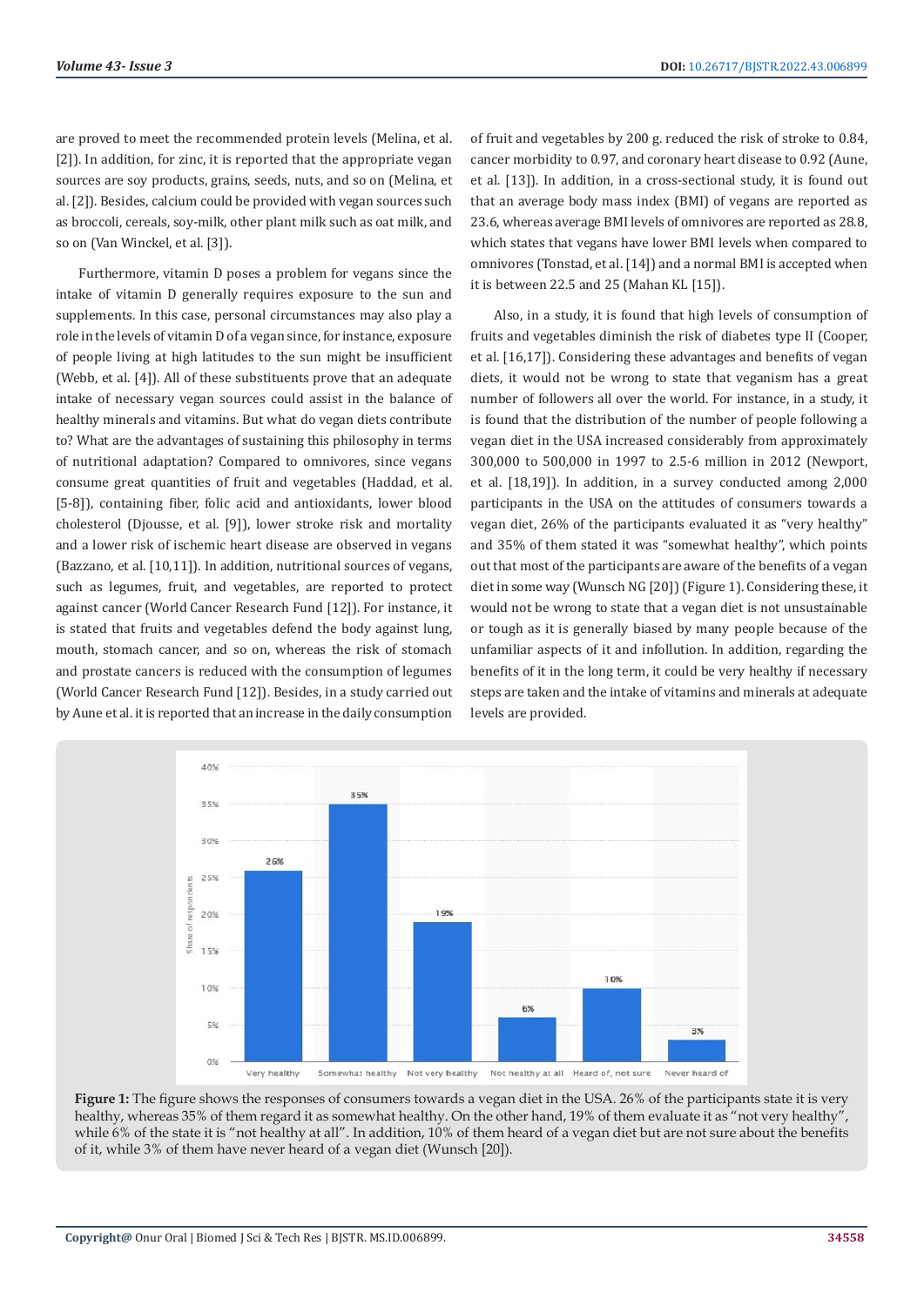are proved to meet the recommended protein levels (Melina, et al. [2]). In addition, for zinc, it is reported that the appropriate vegan sources are soy products, grains, seeds, nuts, and so on (Melina, et al. [2]). Besides, calcium could be provided with vegan sources such as broccoli, cereals, soy-milk, other plant milk such as oat milk, and so on (Van Winckel, et al. [3]).

Furthermore, vitamin D poses a problem for vegans since the intake of vitamin D generally requires exposure to the sun and supplements. In this case, personal circumstances may also play a role in the levels of vitamin D of a vegan since, for instance, exposure of people living at high latitudes to the sun might be insufficient (Webb, et al. [4]). All of these substituents prove that an adequate intake of necessary vegan sources could assist in the balance of healthy minerals and vitamins. But what do vegan diets contribute to? What are the advantages of sustaining this philosophy in terms of nutritional adaptation? Compared to omnivores, since vegans consume great quantities of fruit and vegetables (Haddad, et al. [5-8]), containing fiber, folic acid and antioxidants, lower blood cholesterol (Djousse, et al. [9]), lower stroke risk and mortality and a lower risk of ischemic heart disease are observed in vegans (Bazzano, et al. [10,11]). In addition, nutritional sources of vegans, such as legumes, fruit, and vegetables, are reported to protect against cancer (World Cancer Research Fund [12]). For instance, it is stated that fruits and vegetables defend the body against lung, mouth, stomach cancer, and so on, whereas the risk of stomach and prostate cancers is reduced with the consumption of legumes (World Cancer Research Fund [12]). Besides, in a study carried out by Aune et al. it is reported that an increase in the daily consumption of fruit and vegetables by 200 g. reduced the risk of stroke to 0.84, cancer morbidity to 0.97, and coronary heart disease to 0.92 (Aune, et al. [13]). In addition, in a cross-sectional study, it is found out that an average body mass index (BMI) of vegans are reported as 23.6, whereas average BMI levels of omnivores are reported as 28.8, which states that vegans have lower BMI levels when compared to omnivores (Tonstad, et al. [14]) and a normal BMI is accepted when it is between 22.5 and 25 (Mahan KL [15]).

Also, in a study, it is found that high levels of consumption of fruits and vegetables diminish the risk of diabetes type II (Cooper, et al. [16,17]). Considering these advantages and benefits of vegan diets, it would not be wrong to state that veganism has a great number of followers all over the world. For instance, in a study, it is found that the distribution of the number of people following a vegan diet in the USA increased considerably from approximately 300,000 to 500,000 in 1997 to 2.5-6 million in 2012 (Newport, et al. [18,19]). In addition, in a survey conducted among 2,000 participants in the USA on the attitudes of consumers towards a vegan diet, 26% of the participants evaluated it as "very healthy" and 35% of them stated it was "somewhat healthy", which points out that most of the participants are aware of the benefits of a vegan diet in some way (Wunsch NG [20]) (Figure 1). Considering these, it would not be wrong to state that a vegan diet is not unsustainable or tough as it is generally biased by many people because of the unfamiliar aspects of it and infollution. In addition, regarding the benefits of it in the long term, it could be very healthy if necessary steps are taken and the intake of vitamins and minerals at adequate levels are provided.

| Response | Share of respondents |
|---|---|
| Very healthy | 26% |
| Somewhat healthy | 35% |
| Not very healthy | 19% |
| Not healthy at all | 6% |
| Heard of, not sure | 10% |
| Never heard of | 3% |

**Figure 1:** The figure shows the responses of consumers towards a vegan diet in the USA. 26% of the participants state it is very healthy, whereas 35% of them regard it as somewhat healthy. On the other hand, 19% of them evaluate it as "not very healthy", while 6% of the state it is "not healthy at all". In addition, 10% of them heard of a vegan diet but are not sure about the benefits of it, while 3% of them have never heard of a vegan diet (Wunsch [20]).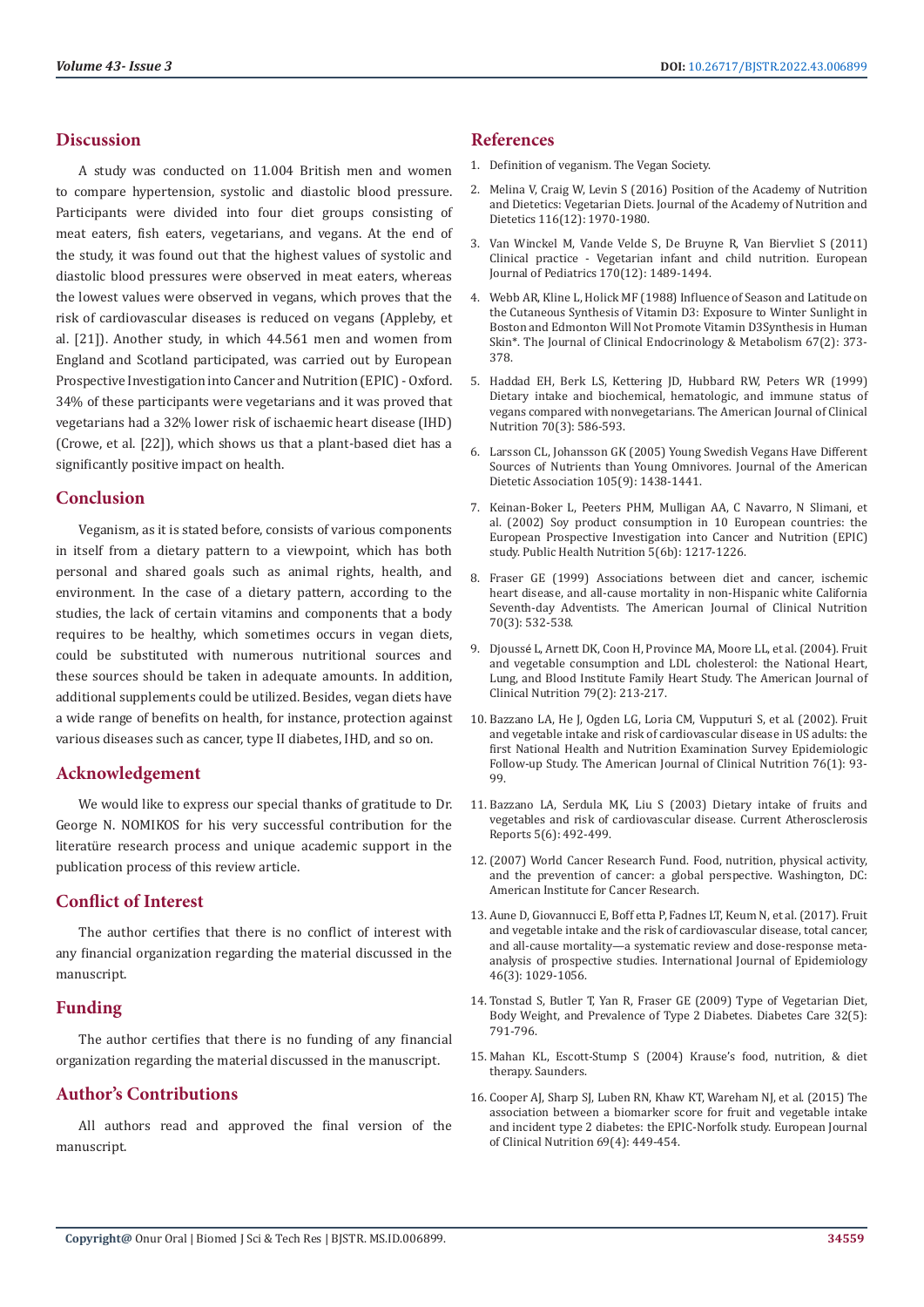## Discussion

A study was conducted on 11.004 British men and women to compare hypertension, systolic and diastolic blood pressure. Participants were divided into four diet groups consisting of meat eaters, fish eaters, vegetarians, and vegans. At the end of the study, it was found out that the highest values of systolic and diastolic blood pressures were observed in meat eaters, whereas the lowest values were observed in vegans, which proves that the risk of cardiovascular diseases is reduced on vegans (Appleby, et al. [21]). Another study, in which 44.561 men and women from England and Scotland participated, was carried out by European Prospective Investigation into Cancer and Nutrition (EPIC) - Oxford. 34% of these participants were vegetarians and it was proved that vegetarians had a 32% lower risk of ischaemic heart disease (IHD) (Crowe, et al. [22]), which shows us that a plant-based diet has a significantly positive impact on health.

## Conclusion

Veganism, as it is stated before, consists of various components in itself from a dietary pattern to a viewpoint, which has both personal and shared goals such as animal rights, health, and environment. In the case of a dietary pattern, according to the studies, the lack of certain vitamins and components that a body requires to be healthy, which sometimes occurs in vegan diets, could be substituted with numerous nutritional sources and these sources should be taken in adequate amounts. In addition, additional supplements could be utilized. Besides, vegan diets have a wide range of benefits on health, for instance, protection against various diseases such as cancer, type II diabetes, IHD, and so on.

## Acknowledgement

We would like to express our special thanks of gratitude to Dr. George N. NOMIKOS for his very successful contribution for the literatüre research process and unique academic support in the publication process of this review article.

## Conflict of Interest

The author certifies that there is no conflict of interest with any financial organization regarding the material discussed in the manuscript.

## Funding

The author certifies that there is no funding of any financial organization regarding the material discussed in the manuscript.

## Author's Contributions

All authors read and approved the final version of the manuscript.

## References

1. Definition of veganism. The Vegan Society.
2. Melina V, Craig W, Levin S (2016) Position of the Academy of Nutrition and Dietetics: Vegetarian Diets. Journal of the Academy of Nutrition and Dietetics 116(12): 1970-1980.
3. Van Winckel M, Vande Velde S, De Bruyne R, Van Biervliet S (2011) Clinical practice - Vegetarian infant and child nutrition. European Journal of Pediatrics 170(12): 1489-1494.
4. Webb AR, Kline L, Holick MF (1988) Influence of Season and Latitude on the Cutaneous Synthesis of Vitamin D3: Exposure to Winter Sunlight in Boston and Edmonton Will Not Promote Vitamin D3Synthesis in Human Skin*. The Journal of Clinical Endocrinology & Metabolism 67(2): 373-378.
5. Haddad EH, Berk LS, Kettering JD, Hubbard RW, Peters WR (1999) Dietary intake and biochemical, hematologic, and immune status of vegans compared with nonvegetarians. The American Journal of Clinical Nutrition 70(3): 586-593.
6. Larsson CL, Johansson GK (2005) Young Swedish Vegans Have Different Sources of Nutrients than Young Omnivores. Journal of the American Dietetic Association 105(9): 1438-1441.
7. Keinan-Boker L, Peeters PHM, Mulligan AA, C Navarro, N Slimani, et al. (2002) Soy product consumption in 10 European countries: the European Prospective Investigation into Cancer and Nutrition (EPIC) study. Public Health Nutrition 5(6b): 1217-1226.
8. Fraser GE (1999) Associations between diet and cancer, ischemic heart disease, and all-cause mortality in non-Hispanic white California Seventh-day Adventists. The American Journal of Clinical Nutrition 70(3): 532-538.
9. Djoussé L, Arnett DK, Coon H, Province MA, Moore LL, et al. (2004). Fruit and vegetable consumption and LDL cholesterol: the National Heart, Lung, and Blood Institute Family Heart Study. The American Journal of Clinical Nutrition 79(2): 213-217.
10. Bazzano LA, He J, Ogden LG, Loria CM, Vupputuri S, et al. (2002). Fruit and vegetable intake and risk of cardiovascular disease in US adults: the first National Health and Nutrition Examination Survey Epidemiologic Follow-up Study. The American Journal of Clinical Nutrition 76(1): 93-99.
11. Bazzano LA, Serdula MK, Liu S (2003) Dietary intake of fruits and vegetables and risk of cardiovascular disease. Current Atherosclerosis Reports 5(6): 492-499.
12. (2007) World Cancer Research Fund. Food, nutrition, physical activity, and the prevention of cancer: a global perspective. Washington, DC: American Institute for Cancer Research.
13. Aune D, Giovannucci E, Boff etta P, Fadnes LT, Keum N, et al. (2017). Fruit and vegetable intake and the risk of cardiovascular disease, total cancer, and all-cause mortality—a systematic review and dose-response meta-analysis of prospective studies. International Journal of Epidemiology 46(3): 1029-1056.
14. Tonstad S, Butler T, Yan R, Fraser GE (2009) Type of Vegetarian Diet, Body Weight, and Prevalence of Type 2 Diabetes. Diabetes Care 32(5): 791-796.
15. Mahan KL, Escott-Stump S (2004) Krause's food, nutrition, & diet therapy. Saunders.
16. Cooper AJ, Sharp SJ, Luben RN, Khaw KT, Wareham NJ, et al. (2015) The association between a biomarker score for fruit and vegetable intake and incident type 2 diabetes: the EPIC-Norfolk study. European Journal of Clinical Nutrition 69(4): 449-454.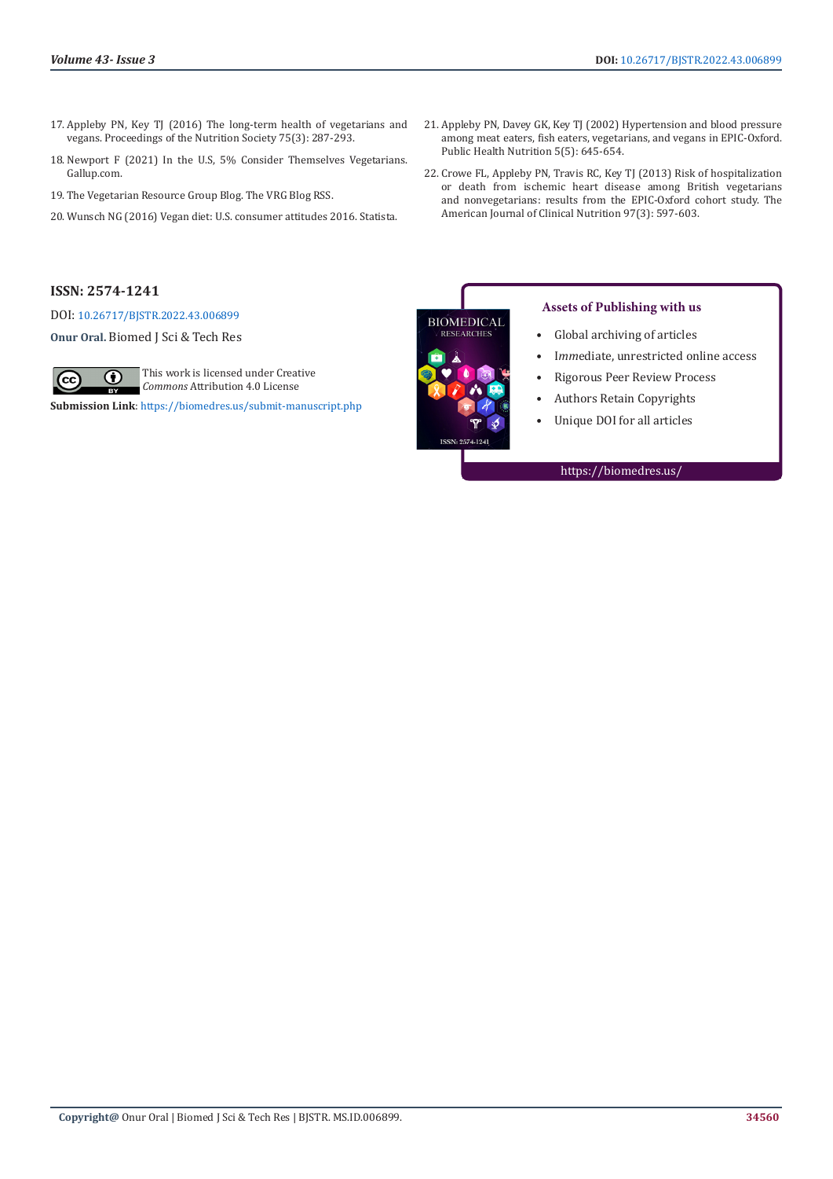17. Appleby PN, Key TJ (2016) The long-term health of vegetarians and vegans. Proceedings of the Nutrition Society 75(3): 287-293.
18. Newport F (2021) In the U.S, 5% Consider Themselves Vegetarians. Gallup.com.
19. The Vegetarian Resource Group Blog. The VRG Blog RSS.
20. Wunsch NG (2016) Vegan diet: U.S. consumer attitudes 2016. Statista.
21. Appleby PN, Davey GK, Key TJ (2002) Hypertension and blood pressure among meat eaters, fish eaters, vegetarians, and vegans in EPIC-Oxford. Public Health Nutrition 5(5): 645-654.
22. Crowe FL, Appleby PN, Travis RC, Key TJ (2013) Risk of hospitalization or death from ischemic heart disease among British vegetarians and nonvegetarians: results from the EPIC-Oxford cohort study. The American Journal of Clinical Nutrition 97(3): 597-603.

**ISSN: 2574-1241**

DOI: 10.26717/BJSTR.2022.43.006899

**Onur Oral.** Biomed J Sci & Tech Res

This work is licensed under Creative *Commons* Attribution 4.0 License

**Submission Link**: https://biomedres.us/submit-manuscript.php

**Assets of Publishing with us**

- Global archiving of articles
- Immediate, unrestricted online access
- Rigorous Peer Review Process
- Authors Retain Copyrights
- Unique DOI for all articles

https://biomedres.us/